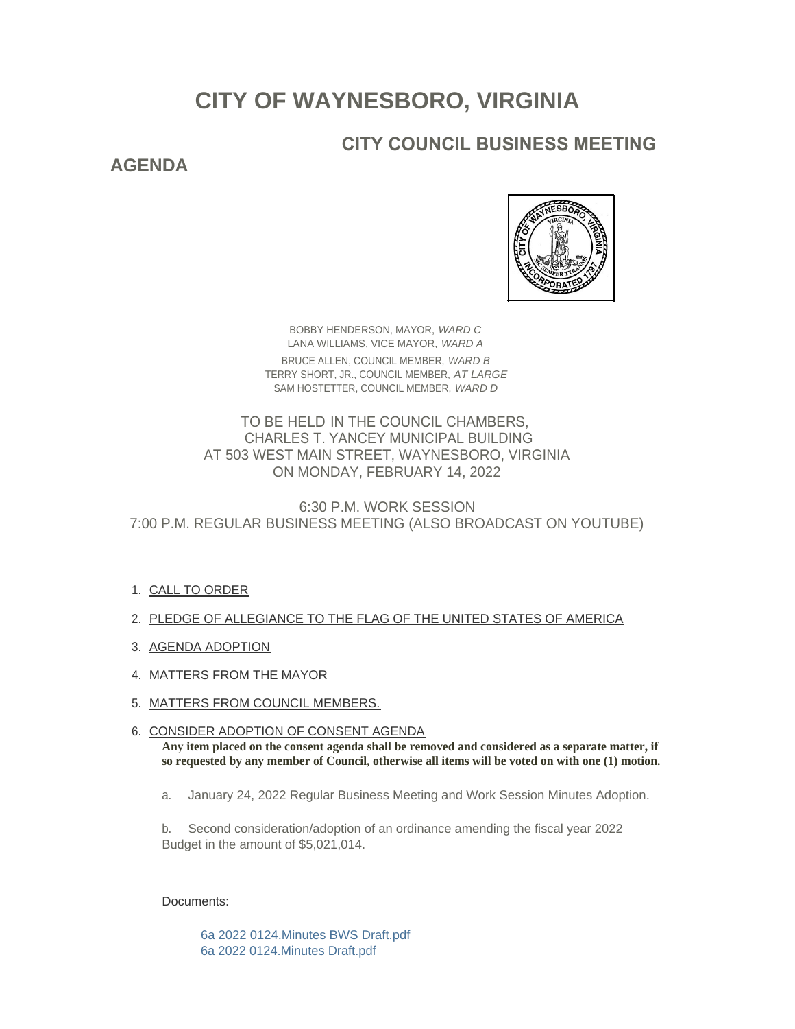# CITY OF WAYNESBORO, VIRGINIA

## CITY COUNCIL BUSINESS MEETING AGENDA

BOBBY HENDERSON, MAYOR, *WARD C*
LANA WILLIAMS, VICE MAYOR, *WARD A*
BRUCE ALLEN, COUNCIL MEMBER, *WARD B*
TERRY SHORT, JR., COUNCIL MEMBER, *AT LARGE*
SAM HOSTETTER, COUNCIL MEMBER, *WARD D*

TO BE HELD IN THE COUNCIL CHAMBERS,
CHARLES T. YANCEY MUNICIPAL BUILDING
AT 503 WEST MAIN STREET, WAYNESBORO, VIRGINIA
ON MONDAY, FEBRUARY 14, 2022

6:30 P.M. WORK SESSION
7:00 P.M. REGULAR BUSINESS MEETING (ALSO BROADCAST ON YOUTUBE)

1. CALL TO ORDER
2. PLEDGE OF ALLEGIANCE TO THE FLAG OF THE UNITED STATES OF AMERICA
3. AGENDA ADOPTION
4. MATTERS FROM THE MAYOR
5. MATTERS FROM COUNCIL MEMBERS.
6. CONSIDER ADOPTION OF CONSENT AGENDA

   **Any item placed on the consent agenda shall be removed and considered as a separate matter, if so requested by any member of Council, otherwise all items will be voted on with one (1) motion.**

   a. January 24, 2022 Regular Business Meeting and Work Session Minutes Adoption.

   b. Second consideration/adoption of an ordinance amending the fiscal year 2022 Budget in the amount of $5,021,014.

   Documents:

   6a 2022 0124.Minutes BWS Draft.pdf
   6a 2022 0124.Minutes Draft.pdf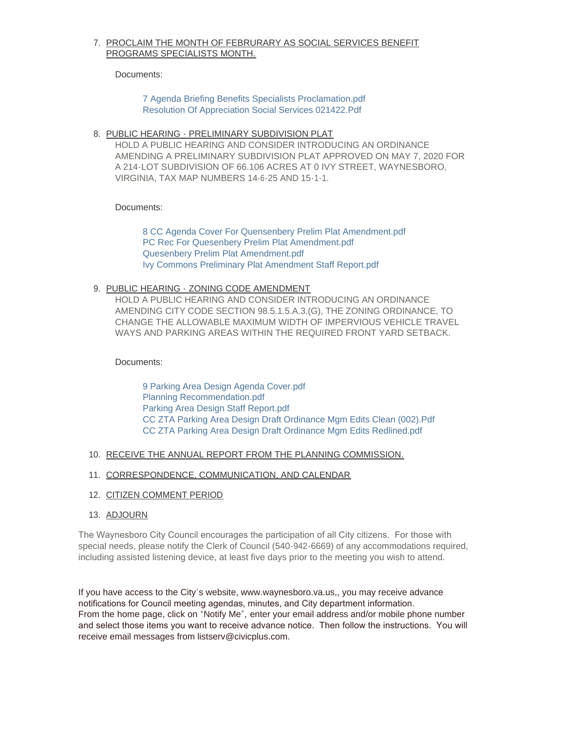7. PROCLAIM THE MONTH OF FEBRURARY AS SOCIAL SERVICES BENEFIT PROGRAMS SPECIALISTS MONTH.

   Documents:

   7 Agenda Briefing Benefits Specialists Proclamation.pdf
   Resolution Of Appreciation Social Services 021422.Pdf

8. PUBLIC HEARING - PRELIMINARY SUBDIVISION PLAT

   HOLD A PUBLIC HEARING AND CONSIDER INTRODUCING AN ORDINANCE AMENDING A PRELIMINARY SUBDIVISION PLAT APPROVED ON MAY 7, 2020 FOR A 214-LOT SUBDIVISION OF 66.106 ACRES AT 0 IVY STREET, WAYNESBORO, VIRGINIA, TAX MAP NUMBERS 14-6-25 AND 15-1-1.

   Documents:

   8 CC Agenda Cover For Quensenbery Prelim Plat Amendment.pdf
   PC Rec For Quesenbery Prelim Plat Amendment.pdf
   Quesenbery Prelim Plat Amendment.pdf
   Ivy Commons Preliminary Plat Amendment Staff Report.pdf

9. PUBLIC HEARING - ZONING CODE AMENDMENT

   HOLD A PUBLIC HEARING AND CONSIDER INTRODUCING AN ORDINANCE AMENDING CITY CODE SECTION 98.5.1.5.A.3.(G), THE ZONING ORDINANCE, TO CHANGE THE ALLOWABLE MAXIMUM WIDTH OF IMPERVIOUS VEHICLE TRAVEL WAYS AND PARKING AREAS WITHIN THE REQUIRED FRONT YARD SETBACK.

   Documents:

   9 Parking Area Design Agenda Cover.pdf
   Planning Recommendation.pdf
   Parking Area Design Staff Report.pdf
   CC ZTA Parking Area Design Draft Ordinance Mgm Edits Clean (002).Pdf
   CC ZTA Parking Area Design Draft Ordinance Mgm Edits Redlined.pdf

10. RECEIVE THE ANNUAL REPORT FROM THE PLANNING COMMISSION.

11. CORRESPONDENCE, COMMUNICATION, AND CALENDAR

12. CITIZEN COMMENT PERIOD

13. ADJOURN

The Waynesboro City Council encourages the participation of all City citizens. For those with special needs, please notify the Clerk of Council (540-942-6669) of any accommodations required, including assisted listening device, at least five days prior to the meeting you wish to attend.

If you have access to the City's website, www.waynesboro.va.us,, you may receive advance notifications for Council meeting agendas, minutes, and City department information.
From the home page, click on "Notify Me", enter your email address and/or mobile phone number and select those items you want to receive advance notice. Then follow the instructions. You will receive email messages from listserv@civicplus.com.